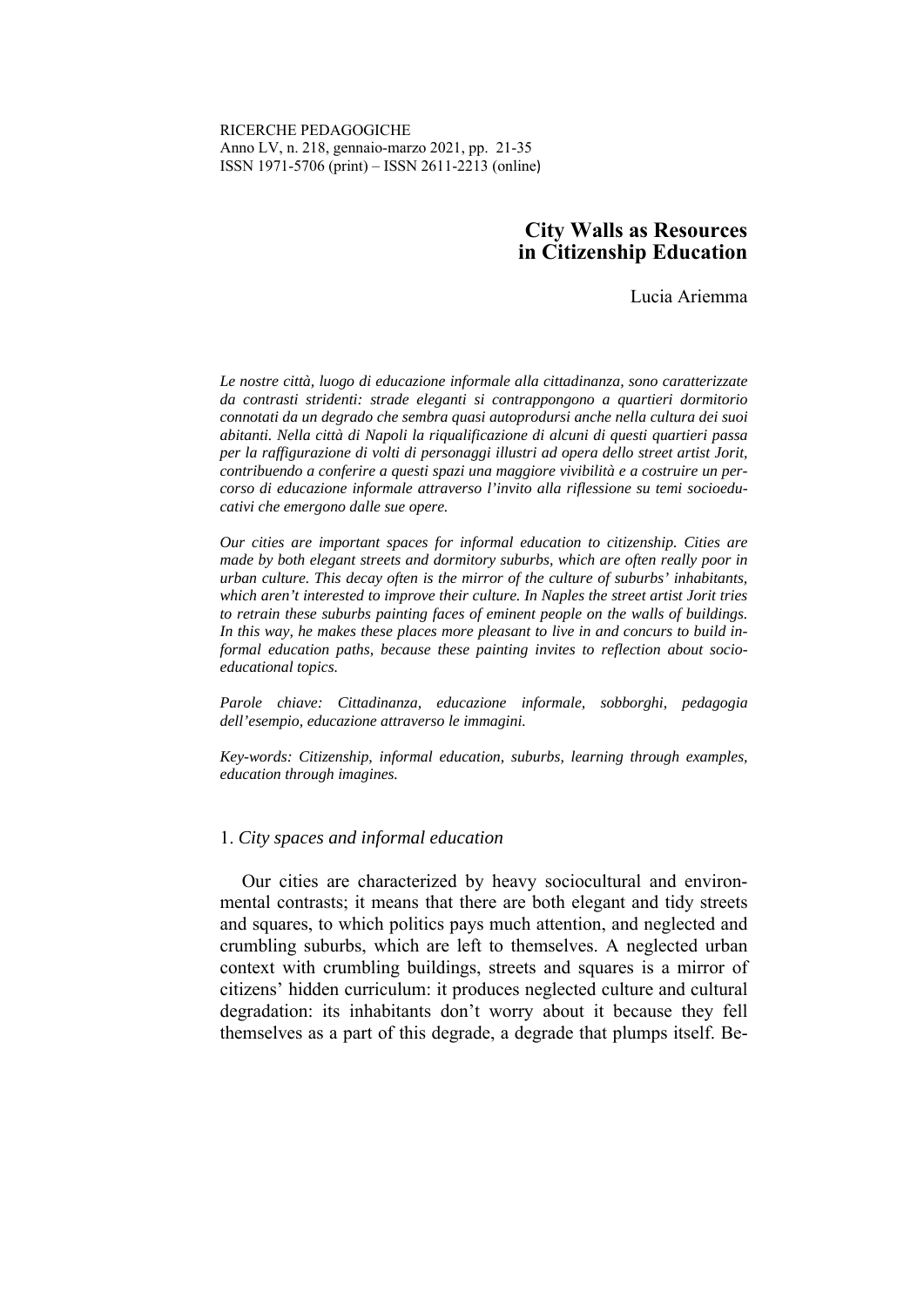RICERCHE PEDAGOGICHE
Anno LV, n. 218, gennaio-marzo 2021, pp. 21-35
ISSN 1971-5706 (print) – ISSN 2611-2213 (online)

# City Walls as Resources in Citizenship Education

Lucia Ariemma

*Le nostre città, luogo di educazione informale alla cittadinanza, sono caratterizzate da contrasti stridenti: strade eleganti si contrappongono a quartieri dormitorio connotati da un degrado che sembra quasi autoprodursi anche nella cultura dei suoi abitanti. Nella città di Napoli la riqualificazione di alcuni di questi quartieri passa per la raffigurazione di volti di personaggi illustri ad opera dello street artist Jorit, contribuendo a conferire a questi spazi una maggiore vivibilità e a costruire un percorso di educazione informale attraverso l'invito alla riflessione su temi socioeducativi che emergono dalle sue opere.*

*Our cities are important spaces for informal education to citizenship. Cities are made by both elegant streets and dormitory suburbs, which are often really poor in urban culture. This decay often is the mirror of the culture of suburbs' inhabitants, which aren't interested to improve their culture. In Naples the street artist Jorit tries to retrain these suburbs painting faces of eminent people on the walls of buildings. In this way, he makes these places more pleasant to live in and concurs to build informal education paths, because these painting invites to reflection about socio-educational topics.*

*Parole chiave: Cittadinanza, educazione informale, sobborghi, pedagogia dell'esempio, educazione attraverso le immagini.*

*Key-words: Citizenship, informal education, suburbs, learning through examples, education through imagines.*

## 1. *City spaces and informal education*

Our cities are characterized by heavy sociocultural and environmental contrasts; it means that there are both elegant and tidy streets and squares, to which politics pays much attention, and neglected and crumbling suburbs, which are left to themselves. A neglected urban context with crumbling buildings, streets and squares is a mirror of citizens' hidden curriculum: it produces neglected culture and cultural degradation: its inhabitants don't worry about it because they fell themselves as a part of this degrade, a degrade that plumps itself. Be-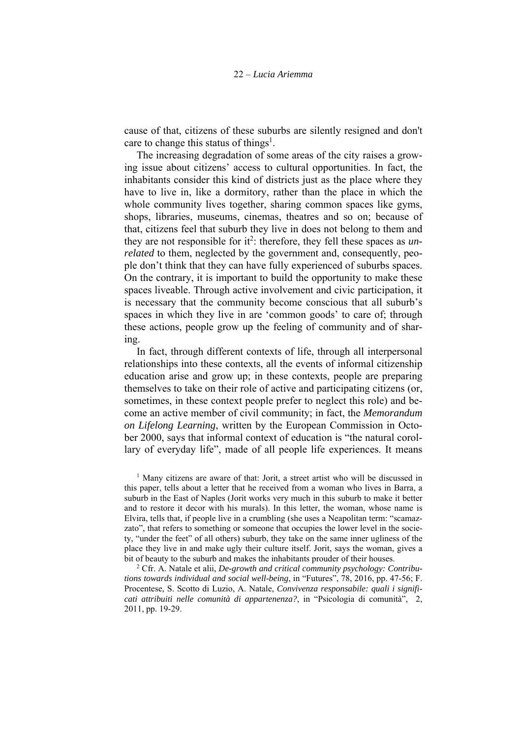cause of that, citizens of these suburbs are silently resigned and don't care to change this status of things[1].

The increasing degradation of some areas of the city raises a growing issue about citizens' access to cultural opportunities. In fact, the inhabitants consider this kind of districts just as the place where they have to live in, like a dormitory, rather than the place in which the whole community lives together, sharing common spaces like gyms, shops, libraries, museums, cinemas, theatres and so on; because of that, citizens feel that suburb they live in does not belong to them and they are not responsible for it[2]: therefore, they fell these spaces as *unrelated* to them, neglected by the government and, consequently, people don't think that they can have fully experienced of suburbs spaces. On the contrary, it is important to build the opportunity to make these spaces liveable. Through active involvement and civic participation, it is necessary that the community become conscious that all suburb's spaces in which they live in are 'common goods' to care of; through these actions, people grow up the feeling of community and of sharing.

In fact, through different contexts of life, through all interpersonal relationships into these contexts, all the events of informal citizenship education arise and grow up; in these contexts, people are preparing themselves to take on their role of active and participating citizens (or, sometimes, in these context people prefer to neglect this role) and become an active member of civil community; in fact, the *Memorandum on Lifelong Learning*, written by the European Commission in October 2000, says that informal context of education is "the natural corollary of everyday life", made of all people life experiences. It means

[1] Many citizens are aware of that: Jorit, a street artist who will be discussed in this paper, tells about a letter that he received from a woman who lives in Barra, a suburb in the East of Naples (Jorit works very much in this suburb to make it better and to restore it decor with his murals). In this letter, the woman, whose name is Elvira, tells that, if people live in a crumbling (she uses a Neapolitan term: "scamazzato", that refers to something or someone that occupies the lower level in the society, "under the feet" of all others) suburb, they take on the same inner ugliness of the place they live in and make ugly their culture itself. Jorit, says the woman, gives a bit of beauty to the suburb and makes the inhabitants prouder of their houses.

[2] Cfr. A. Natale et alii, *De-growth and critical community psychology: Contributions towards individual and social well-being*, in "Futures", 78, 2016, pp. 47-56; F. Procentese, S. Scotto di Luzio, A. Natale, *Convivenza responsabile: quali i significati attribuiti nelle comunità di appartenenza?*, in "Psicologia di comunità", 2, 2011, pp. 19-29.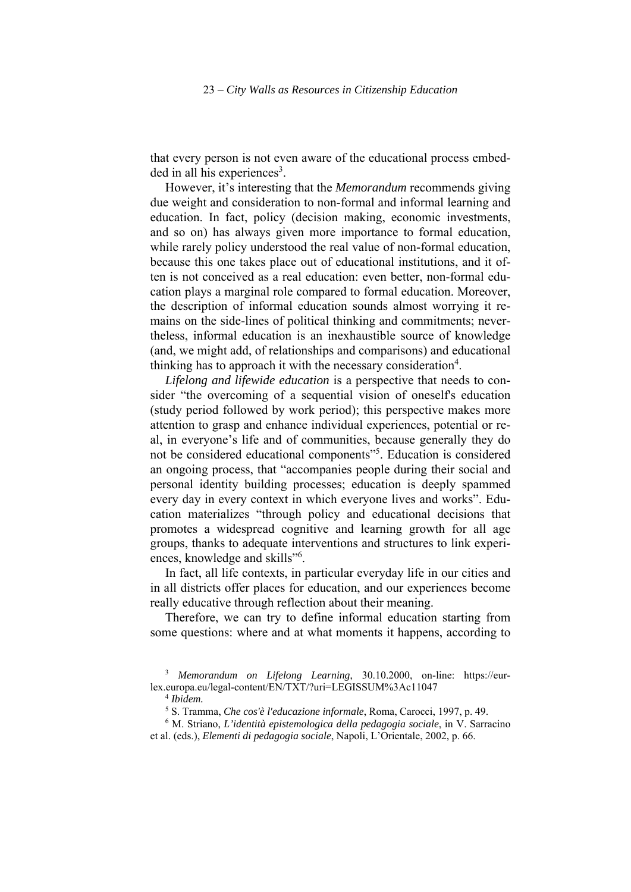that every person is not even aware of the educational process embedded in all his experiences[3].

However, it's interesting that the *Memorandum* recommends giving due weight and consideration to non-formal and informal learning and education. In fact, policy (decision making, economic investments, and so on) has always given more importance to formal education, while rarely policy understood the real value of non-formal education, because this one takes place out of educational institutions, and it often is not conceived as a real education: even better, non-formal education plays a marginal role compared to formal education. Moreover, the description of informal education sounds almost worrying it remains on the side-lines of political thinking and commitments; nevertheless, informal education is an inexhaustible source of knowledge (and, we might add, of relationships and comparisons) and educational thinking has to approach it with the necessary consideration[4].

*Lifelong and lifewide education* is a perspective that needs to consider "the overcoming of a sequential vision of oneself's education (study period followed by work period); this perspective makes more attention to grasp and enhance individual experiences, potential or real, in everyone's life and of communities, because generally they do not be considered educational components"[5]. Education is considered an ongoing process, that "accompanies people during their social and personal identity building processes; education is deeply spammed every day in every context in which everyone lives and works". Education materializes "through policy and educational decisions that promotes a widespread cognitive and learning growth for all age groups, thanks to adequate interventions and structures to link experiences, knowledge and skills"[6].

In fact, all life contexts, in particular everyday life in our cities and in all districts offer places for education, and our experiences become really educative through reflection about their meaning.

Therefore, we can try to define informal education starting from some questions: where and at what moments it happens, according to

[3] *Memorandum on Lifelong Learning*, 30.10.2000, on-line: https://eur-lex.europa.eu/legal-content/EN/TXT/?uri=LEGISSUM%3Ac11047

[4] *Ibidem.*

[5] S. Tramma, *Che cos'è l'educazione informale*, Roma, Carocci, 1997, p. 49.

[6] M. Striano, *L'identità epistemologica della pedagogia sociale*, in V. Sarracino et al. (eds.), *Elementi di pedagogia sociale*, Napoli, L'Orientale, 2002, p. 66.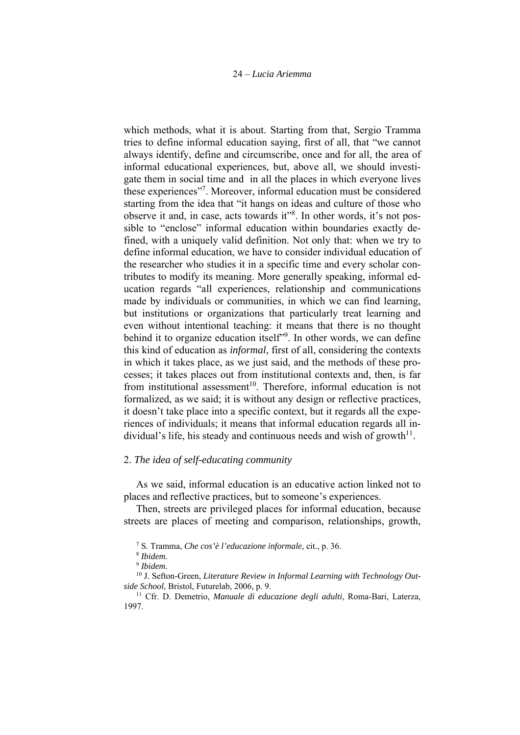which methods, what it is about. Starting from that, Sergio Tramma tries to define informal education saying, first of all, that "we cannot always identify, define and circumscribe, once and for all, the area of informal educational experiences, but, above all, we should investigate them in social time and in all the places in which everyone lives these experiences"[7]. Moreover, informal education must be considered starting from the idea that "it hangs on ideas and culture of those who observe it and, in case, acts towards it"[8]. In other words, it's not possible to "enclose" informal education within boundaries exactly defined, with a uniquely valid definition. Not only that: when we try to define informal education, we have to consider individual education of the researcher who studies it in a specific time and every scholar contributes to modify its meaning. More generally speaking, informal education regards "all experiences, relationship and communications made by individuals or communities, in which we can find learning, but institutions or organizations that particularly treat learning and even without intentional teaching: it means that there is no thought behind it to organize education itself"[9]. In other words, we can define this kind of education as *informal*, first of all, considering the contexts in which it takes place, as we just said, and the methods of these processes; it takes places out from institutional contexts and, then, is far from institutional assessment[10]. Therefore, informal education is not formalized, as we said; it is without any design or reflective practices, it doesn't take place into a specific context, but it regards all the experiences of individuals; it means that informal education regards all individual's life, his steady and continuous needs and wish of growth[11].

## 2. *The idea of self-educating community*

As we said, informal education is an educative action linked not to places and reflective practices, but to someone's experiences.

Then, streets are privileged places for informal education, because streets are places of meeting and comparison, relationships, growth,

[7] S. Tramma, *Che cos'è l'educazione informale*, cit., p. 36.

[8] *Ibidem.*

[9] *Ibidem.*

[10] J. Sefton-Green, *Literature Review in Informal Learning with Technology Outside School*, Bristol, Futurelab, 2006, p. 9.

[11] Cfr. D. Demetrio, *Manuale di educazione degli adulti*, Roma-Bari, Laterza, 1997.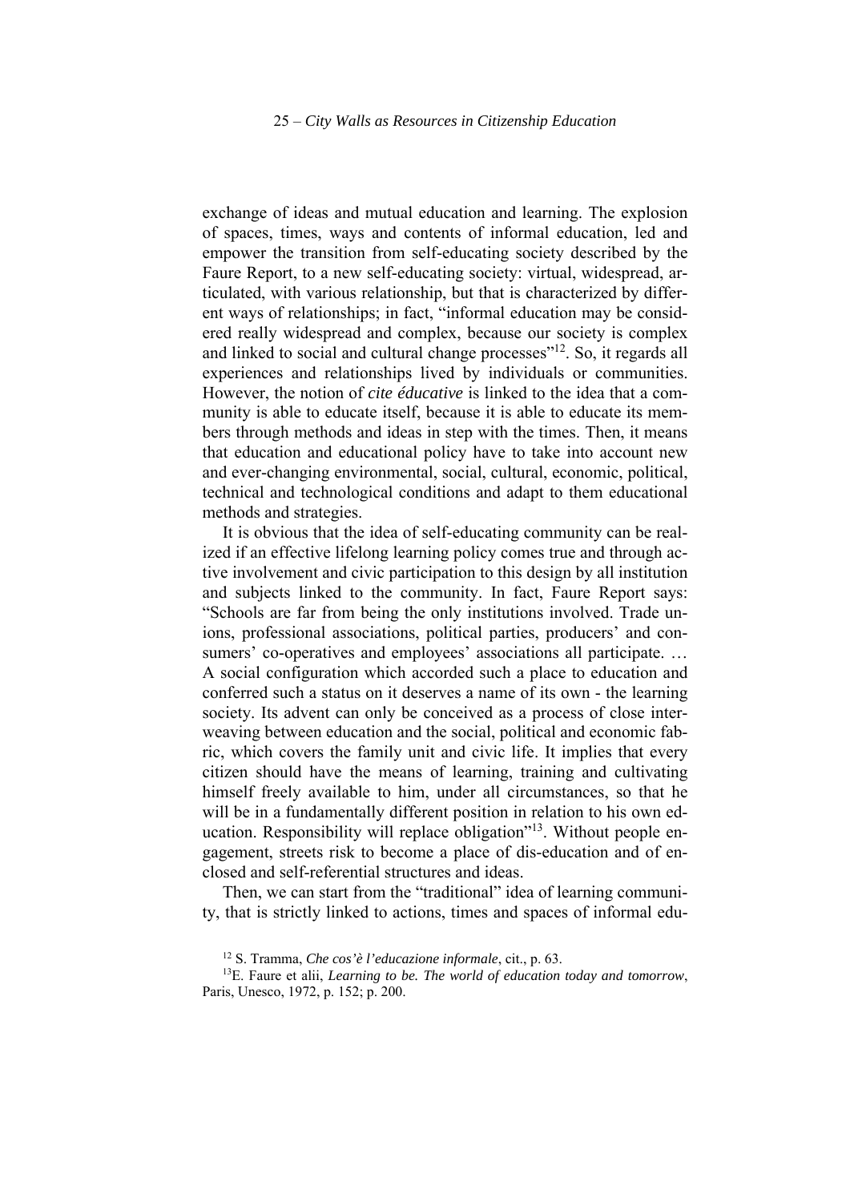exchange of ideas and mutual education and learning. The explosion of spaces, times, ways and contents of informal education, led and empower the transition from self-educating society described by the Faure Report, to a new self-educating society: virtual, widespread, articulated, with various relationship, but that is characterized by different ways of relationships; in fact, "informal education may be considered really widespread and complex, because our society is complex and linked to social and cultural change processes"[12]. So, it regards all experiences and relationships lived by individuals or communities. However, the notion of *cite éducative* is linked to the idea that a community is able to educate itself, because it is able to educate its members through methods and ideas in step with the times. Then, it means that education and educational policy have to take into account new and ever-changing environmental, social, cultural, economic, political, technical and technological conditions and adapt to them educational methods and strategies.

It is obvious that the idea of self-educating community can be realized if an effective lifelong learning policy comes true and through active involvement and civic participation to this design by all institution and subjects linked to the community. In fact, Faure Report says: "Schools are far from being the only institutions involved. Trade unions, professional associations, political parties, producers' and consumers' co-operatives and employees' associations all participate. … A social configuration which accorded such a place to education and conferred such a status on it deserves a name of its own - the learning society. Its advent can only be conceived as a process of close interweaving between education and the social, political and economic fabric, which covers the family unit and civic life. It implies that every citizen should have the means of learning, training and cultivating himself freely available to him, under all circumstances, so that he will be in a fundamentally different position in relation to his own education. Responsibility will replace obligation"[13]. Without people engagement, streets risk to become a place of dis-education and of enclosed and self-referential structures and ideas.

Then, we can start from the "traditional" idea of learning community, that is strictly linked to actions, times and spaces of informal edu-

[12] S. Tramma, *Che cos'è l'educazione informale*, cit., p. 63.

[13] E. Faure et alii, *Learning to be. The world of education today and tomorrow*, Paris, Unesco, 1972, p. 152; p. 200.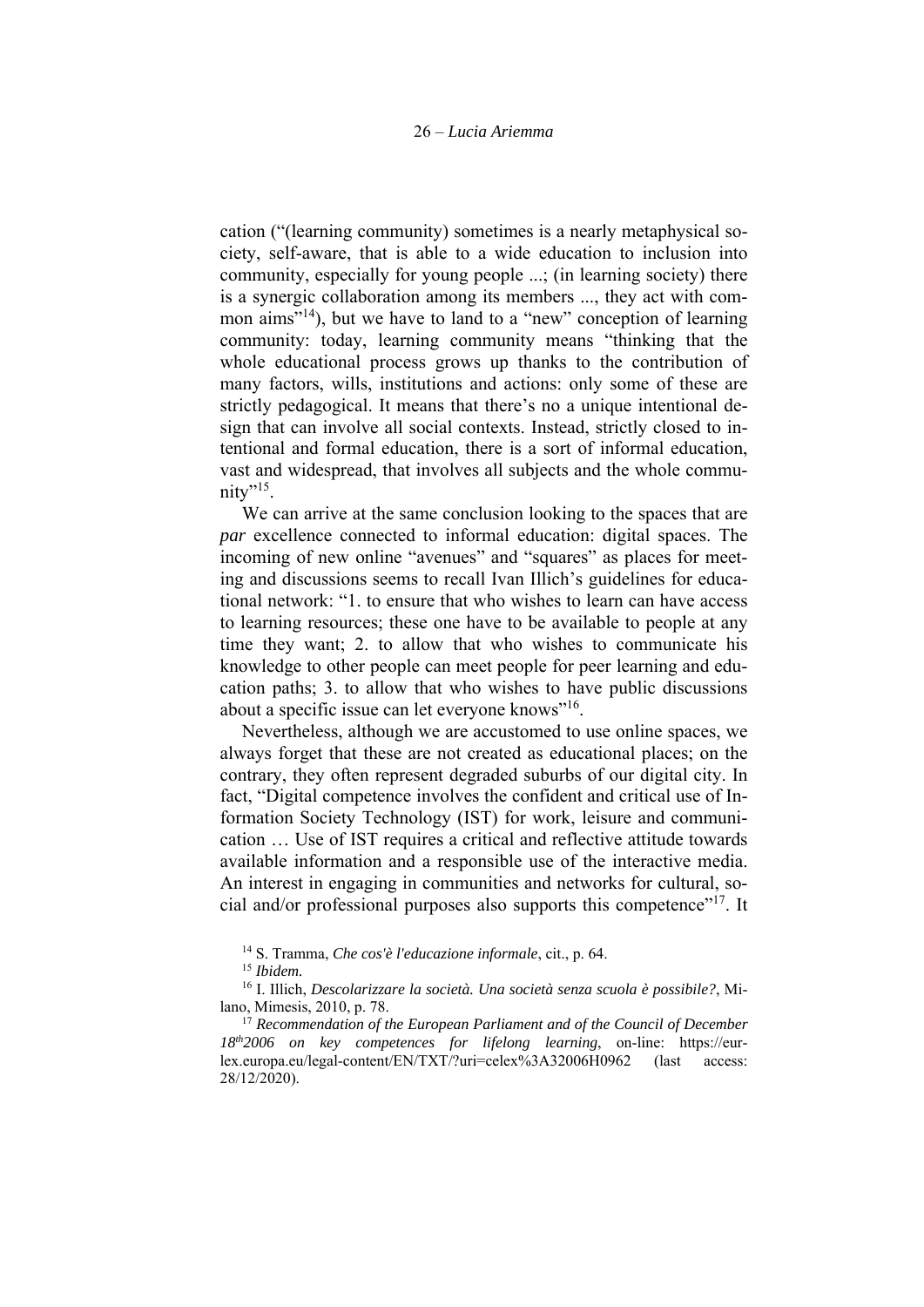cation ("(learning community) sometimes is a nearly metaphysical society, self-aware, that is able to a wide education to inclusion into community, especially for young people ...; (in learning society) there is a synergic collaboration among its members ..., they act with common aims"[14]), but we have to land to a "new" conception of learning community: today, learning community means "thinking that the whole educational process grows up thanks to the contribution of many factors, wills, institutions and actions: only some of these are strictly pedagogical. It means that there's no a unique intentional design that can involve all social contexts. Instead, strictly closed to intentional and formal education, there is a sort of informal education, vast and widespread, that involves all subjects and the whole community"[15].

We can arrive at the same conclusion looking to the spaces that are *par* excellence connected to informal education: digital spaces. The incoming of new online "avenues" and "squares" as places for meeting and discussions seems to recall Ivan Illich's guidelines for educational network: "1. to ensure that who wishes to learn can have access to learning resources; these one have to be available to people at any time they want; 2. to allow that who wishes to communicate his knowledge to other people can meet people for peer learning and education paths; 3. to allow that who wishes to have public discussions about a specific issue can let everyone knows"[16].

Nevertheless, although we are accustomed to use online spaces, we always forget that these are not created as educational places; on the contrary, they often represent degraded suburbs of our digital city. In fact, "Digital competence involves the confident and critical use of Information Society Technology (IST) for work, leisure and communication … Use of IST requires a critical and reflective attitude towards available information and a responsible use of the interactive media. An interest in engaging in communities and networks for cultural, social and/or professional purposes also supports this competence"[17]. It

---

[14] S. Tramma, *Che cos'è l'educazione informale*, cit., p. 64.

[15] *Ibidem.*

[16] I. Illich, *Descolarizzare la società. Una società senza scuola è possibile?*, Milano, Mimesis, 2010, p. 78.

[17] *Recommendation of the European Parliament and of the Council of December 18th2006 on key competences for lifelong learning*, on-line: https://eur-lex.europa.eu/legal-content/EN/TXT/?uri=celex%3A32006H0962 (last access: 28/12/2020).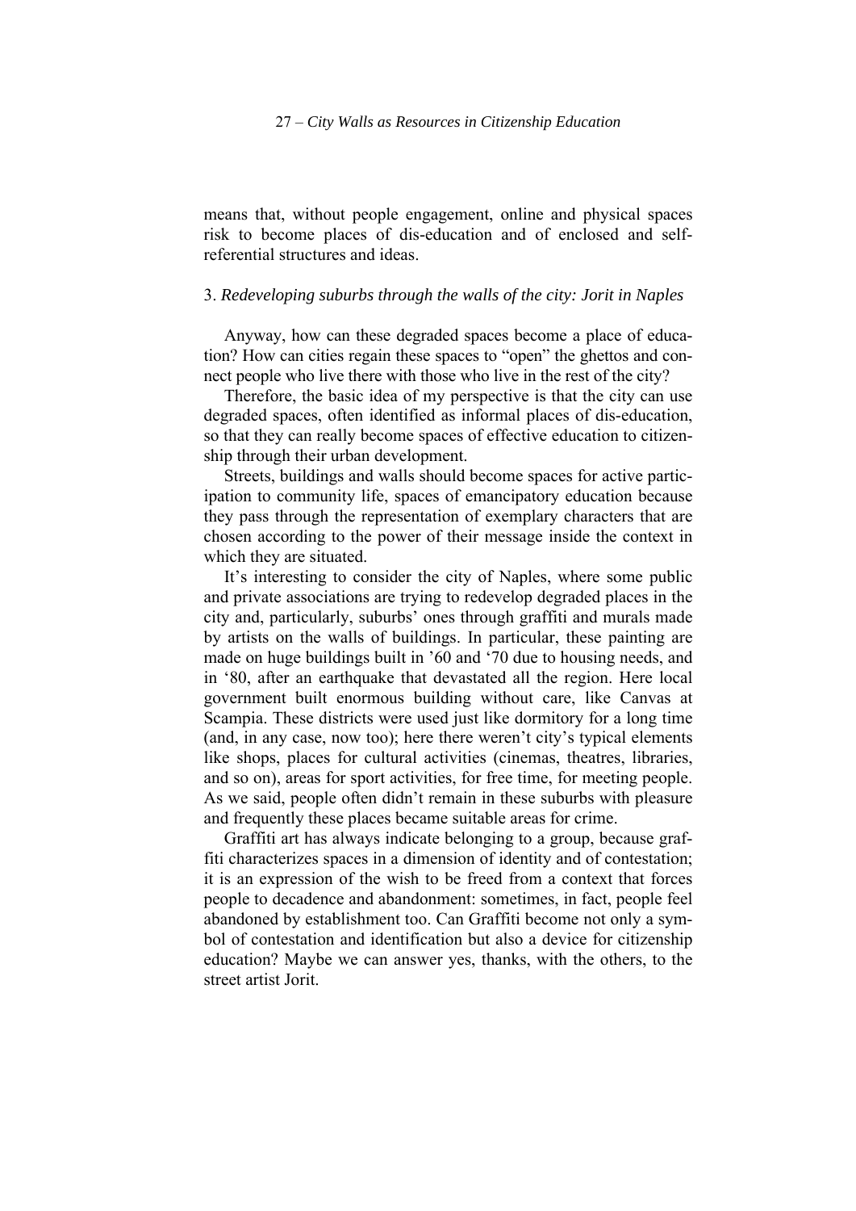means that, without people engagement, online and physical spaces risk to become places of dis-education and of enclosed and self-referential structures and ideas.

### 3. *Redeveloping suburbs through the walls of the city: Jorit in Naples*

Anyway, how can these degraded spaces become a place of education? How can cities regain these spaces to "open" the ghettos and connect people who live there with those who live in the rest of the city?

Therefore, the basic idea of my perspective is that the city can use degraded spaces, often identified as informal places of dis-education, so that they can really become spaces of effective education to citizenship through their urban development.

Streets, buildings and walls should become spaces for active participation to community life, spaces of emancipatory education because they pass through the representation of exemplary characters that are chosen according to the power of their message inside the context in which they are situated.

It's interesting to consider the city of Naples, where some public and private associations are trying to redevelop degraded places in the city and, particularly, suburbs' ones through graffiti and murals made by artists on the walls of buildings. In particular, these painting are made on huge buildings built in '60 and '70 due to housing needs, and in '80, after an earthquake that devastated all the region. Here local government built enormous building without care, like Canvas at Scampia. These districts were used just like dormitory for a long time (and, in any case, now too); here there weren't city's typical elements like shops, places for cultural activities (cinemas, theatres, libraries, and so on), areas for sport activities, for free time, for meeting people. As we said, people often didn't remain in these suburbs with pleasure and frequently these places became suitable areas for crime.

Graffiti art has always indicate belonging to a group, because graffiti characterizes spaces in a dimension of identity and of contestation; it is an expression of the wish to be freed from a context that forces people to decadence and abandonment: sometimes, in fact, people feel abandoned by establishment too. Can Graffiti become not only a symbol of contestation and identification but also a device for citizenship education? Maybe we can answer yes, thanks, with the others, to the street artist Jorit.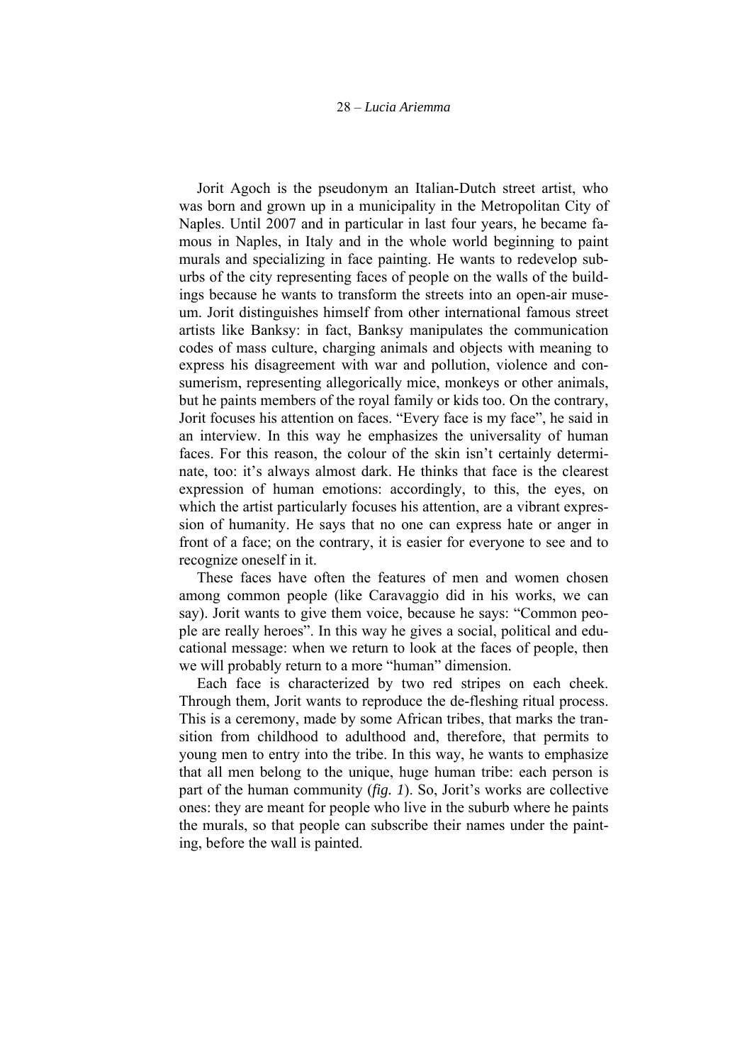Jorit Agoch is the pseudonym an Italian-Dutch street artist, who was born and grown up in a municipality in the Metropolitan City of Naples. Until 2007 and in particular in last four years, he became famous in Naples, in Italy and in the whole world beginning to paint murals and specializing in face painting. He wants to redevelop suburbs of the city representing faces of people on the walls of the buildings because he wants to transform the streets into an open-air museum. Jorit distinguishes himself from other international famous street artists like Banksy: in fact, Banksy manipulates the communication codes of mass culture, charging animals and objects with meaning to express his disagreement with war and pollution, violence and consumerism, representing allegorically mice, monkeys or other animals, but he paints members of the royal family or kids too. On the contrary, Jorit focuses his attention on faces. "Every face is my face", he said in an interview. In this way he emphasizes the universality of human faces. For this reason, the colour of the skin isn't certainly determinate, too: it's always almost dark. He thinks that face is the clearest expression of human emotions: accordingly, to this, the eyes, on which the artist particularly focuses his attention, are a vibrant expression of humanity. He says that no one can express hate or anger in front of a face; on the contrary, it is easier for everyone to see and to recognize oneself in it.

These faces have often the features of men and women chosen among common people (like Caravaggio did in his works, we can say). Jorit wants to give them voice, because he says: "Common people are really heroes". In this way he gives a social, political and educational message: when we return to look at the faces of people, then we will probably return to a more "human" dimension.

Each face is characterized by two red stripes on each cheek. Through them, Jorit wants to reproduce the de-fleshing ritual process. This is a ceremony, made by some African tribes, that marks the transition from childhood to adulthood and, therefore, that permits to young men to entry into the tribe. In this way, he wants to emphasize that all men belong to the unique, huge human tribe: each person is part of the human community (*fig. 1*). So, Jorit's works are collective ones: they are meant for people who live in the suburb where he paints the murals, so that people can subscribe their names under the painting, before the wall is painted.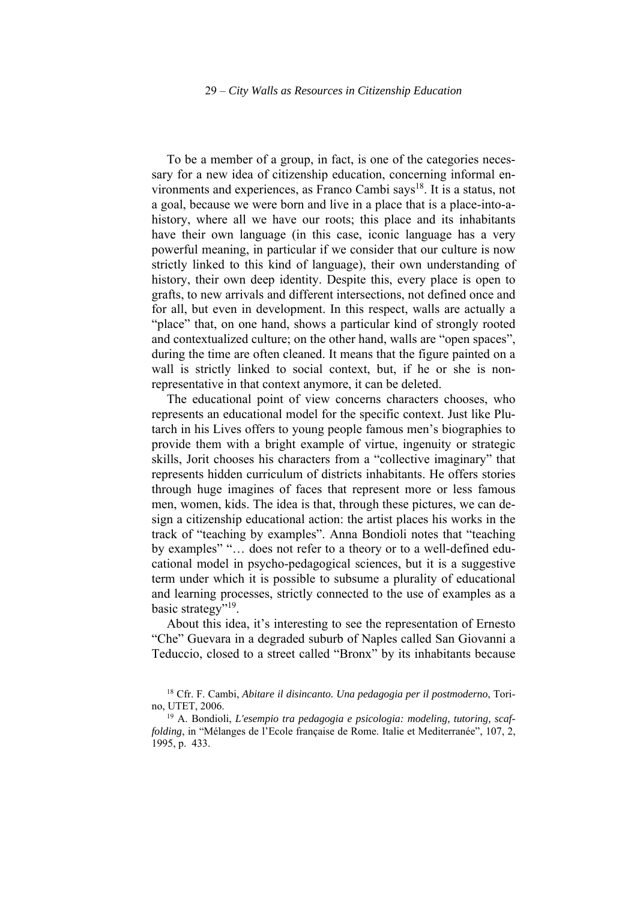To be a member of a group, in fact, is one of the categories necessary for a new idea of citizenship education, concerning informal environments and experiences, as Franco Cambi says[18]. It is a status, not a goal, because we were born and live in a place that is a place-into-a-history, where all we have our roots; this place and its inhabitants have their own language (in this case, iconic language has a very powerful meaning, in particular if we consider that our culture is now strictly linked to this kind of language), their own understanding of history, their own deep identity. Despite this, every place is open to grafts, to new arrivals and different intersections, not defined once and for all, but even in development. In this respect, walls are actually a "place" that, on one hand, shows a particular kind of strongly rooted and contextualized culture; on the other hand, walls are "open spaces", during the time are often cleaned. It means that the figure painted on a wall is strictly linked to social context, but, if he or she is non-representative in that context anymore, it can be deleted.

The educational point of view concerns characters chooses, who represents an educational model for the specific context. Just like Plutarch in his Lives offers to young people famous men's biographies to provide them with a bright example of virtue, ingenuity or strategic skills, Jorit chooses his characters from a "collective imaginary" that represents hidden curriculum of districts inhabitants. He offers stories through huge imagines of faces that represent more or less famous men, women, kids. The idea is that, through these pictures, we can design a citizenship educational action: the artist places his works in the track of "teaching by examples". Anna Bondioli notes that "teaching by examples" "… does not refer to a theory or to a well-defined educational model in psycho-pedagogical sciences, but it is a suggestive term under which it is possible to subsume a plurality of educational and learning processes, strictly connected to the use of examples as a basic strategy"[19].

About this idea, it's interesting to see the representation of Ernesto "Che" Guevara in a degraded suburb of Naples called San Giovanni a Teduccio, closed to a street called "Bronx" by its inhabitants because

---

[18] Cfr. F. Cambi, *Abitare il disincanto. Una pedagogia per il postmoderno*, Torino, UTET, 2006.

[19] A. Bondioli, *L'esempio tra pedagogia e psicologia: modeling, tutoring, scaffolding*, in "Mélanges de l'Ecole française de Rome. Italie et Mediterranée", 107, 2, 1995, p. 433.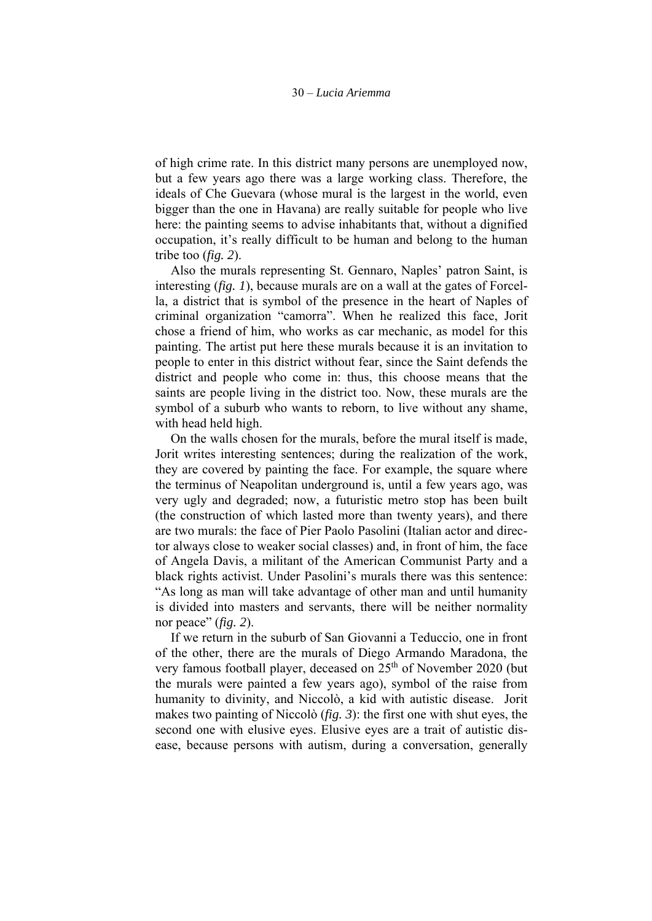of high crime rate. In this district many persons are unemployed now, but a few years ago there was a large working class. Therefore, the ideals of Che Guevara (whose mural is the largest in the world, even bigger than the one in Havana) are really suitable for people who live here: the painting seems to advise inhabitants that, without a dignified occupation, it's really difficult to be human and belong to the human tribe too (*fig. 2*).

Also the murals representing St. Gennaro, Naples' patron Saint, is interesting (*fig. 1*), because murals are on a wall at the gates of Forcella, a district that is symbol of the presence in the heart of Naples of criminal organization "camorra". When he realized this face, Jorit chose a friend of him, who works as car mechanic, as model for this painting. The artist put here these murals because it is an invitation to people to enter in this district without fear, since the Saint defends the district and people who come in: thus, this choose means that the saints are people living in the district too. Now, these murals are the symbol of a suburb who wants to reborn, to live without any shame, with head held high.

On the walls chosen for the murals, before the mural itself is made, Jorit writes interesting sentences; during the realization of the work, they are covered by painting the face. For example, the square where the terminus of Neapolitan underground is, until a few years ago, was very ugly and degraded; now, a futuristic metro stop has been built (the construction of which lasted more than twenty years), and there are two murals: the face of Pier Paolo Pasolini (Italian actor and director always close to weaker social classes) and, in front of him, the face of Angela Davis, a militant of the American Communist Party and a black rights activist. Under Pasolini's murals there was this sentence: "As long as man will take advantage of other man and until humanity is divided into masters and servants, there will be neither normality nor peace" (*fig. 2*).

If we return in the suburb of San Giovanni a Teduccio, one in front of the other, there are the murals of Diego Armando Maradona, the very famous football player, deceased on 25th of November 2020 (but the murals were painted a few years ago), symbol of the raise from humanity to divinity, and Niccolò, a kid with autistic disease. Jorit makes two painting of Niccolò (*fig. 3*): the first one with shut eyes, the second one with elusive eyes. Elusive eyes are a trait of autistic disease, because persons with autism, during a conversation, generally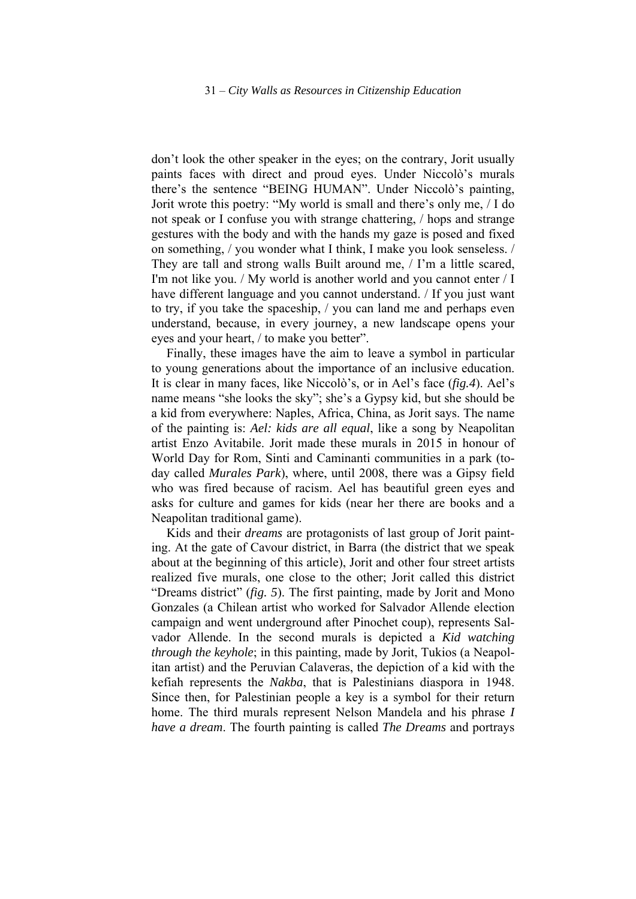don't look the other speaker in the eyes; on the contrary, Jorit usually paints faces with direct and proud eyes. Under Niccolò's murals there's the sentence "BEING HUMAN". Under Niccolò's painting, Jorit wrote this poetry: "My world is small and there's only me, / I do not speak or I confuse you with strange chattering, / hops and strange gestures with the body and with the hands my gaze is posed and fixed on something, / you wonder what I think, I make you look senseless. / They are tall and strong walls Built around me, / I'm a little scared, I'm not like you. / My world is another world and you cannot enter / I have different language and you cannot understand. / If you just want to try, if you take the spaceship, / you can land me and perhaps even understand, because, in every journey, a new landscape opens your eyes and your heart, / to make you better".

Finally, these images have the aim to leave a symbol in particular to young generations about the importance of an inclusive education. It is clear in many faces, like Niccolò's, or in Ael's face (*fig.4*). Ael's name means "she looks the sky"; she's a Gypsy kid, but she should be a kid from everywhere: Naples, Africa, China, as Jorit says. The name of the painting is: *Ael: kids are all equal*, like a song by Neapolitan artist Enzo Avitabile. Jorit made these murals in 2015 in honour of World Day for Rom, Sinti and Caminanti communities in a park (today called *Murales Park*), where, until 2008, there was a Gipsy field who was fired because of racism. Ael has beautiful green eyes and asks for culture and games for kids (near her there are books and a Neapolitan traditional game).

Kids and their *dreams* are protagonists of last group of Jorit painting. At the gate of Cavour district, in Barra (the district that we speak about at the beginning of this article), Jorit and other four street artists realized five murals, one close to the other; Jorit called this district "Dreams district" (*fig. 5*). The first painting, made by Jorit and Mono Gonzales (a Chilean artist who worked for Salvador Allende election campaign and went underground after Pinochet coup), represents Salvador Allende. In the second murals is depicted a *Kid watching through the keyhole*; in this painting, made by Jorit, Tukios (a Neapolitan artist) and the Peruvian Calaveras, the depiction of a kid with the kefiah represents the *Nakba*, that is Palestinians diaspora in 1948. Since then, for Palestinian people a key is a symbol for their return home. The third murals represent Nelson Mandela and his phrase *I have a dream*. The fourth painting is called *The Dreams* and portrays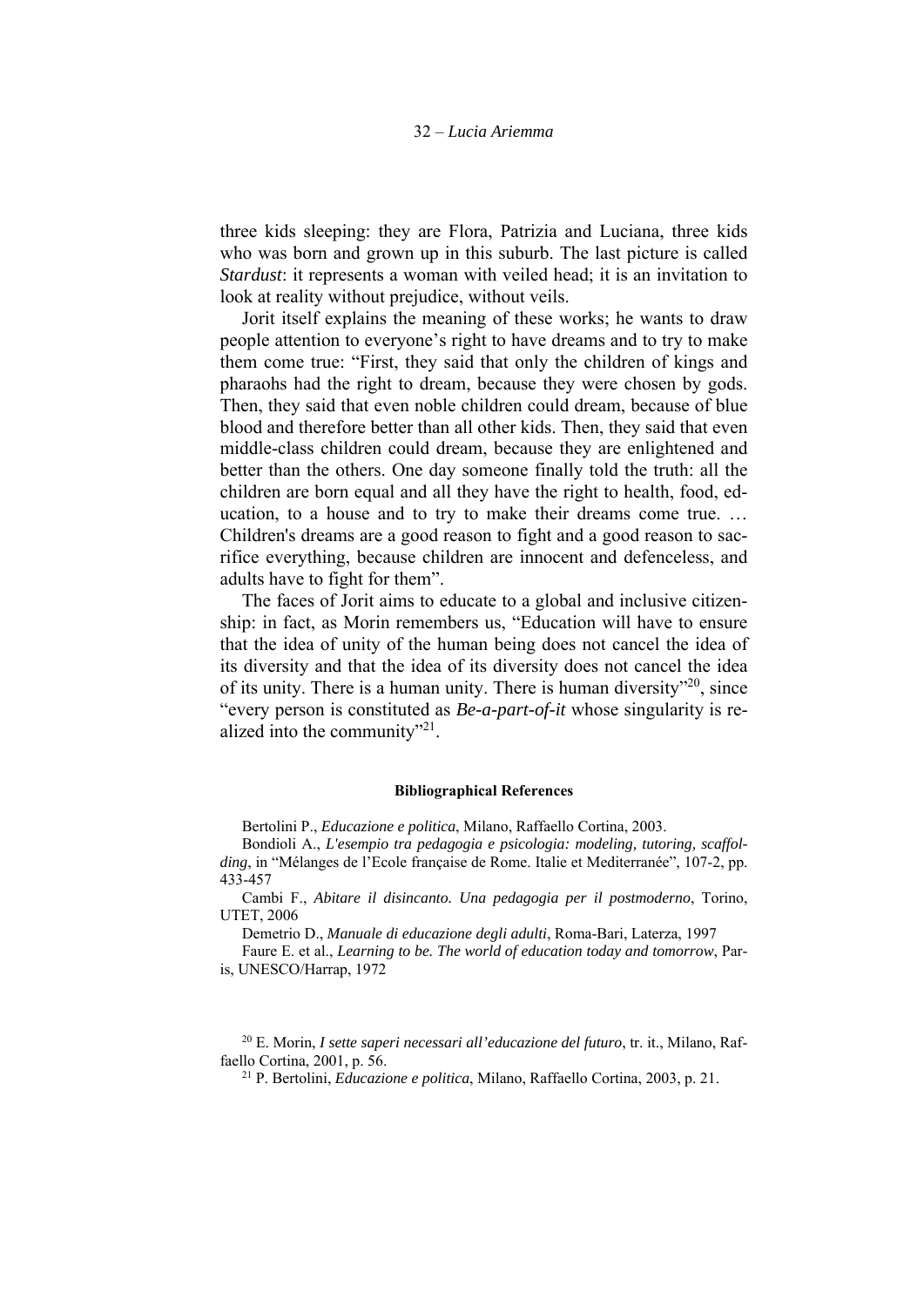three kids sleeping: they are Flora, Patrizia and Luciana, three kids who was born and grown up in this suburb. The last picture is called *Stardust*: it represents a woman with veiled head; it is an invitation to look at reality without prejudice, without veils.

Jorit itself explains the meaning of these works; he wants to draw people attention to everyone's right to have dreams and to try to make them come true: "First, they said that only the children of kings and pharaohs had the right to dream, because they were chosen by gods. Then, they said that even noble children could dream, because of blue blood and therefore better than all other kids. Then, they said that even middle-class children could dream, because they are enlightened and better than the others. One day someone finally told the truth: all the children are born equal and all they have the right to health, food, education, to a house and to try to make their dreams come true. … Children's dreams are a good reason to fight and a good reason to sacrifice everything, because children are innocent and defenceless, and adults have to fight for them".

The faces of Jorit aims to educate to a global and inclusive citizenship: in fact, as Morin remembers us, "Education will have to ensure that the idea of unity of the human being does not cancel the idea of its diversity and that the idea of its diversity does not cancel the idea of its unity. There is a human unity. There is human diversity"[20], since "every person is constituted as *Be-a-part-of-it* whose singularity is realized into the community"[21].

#### Bibliographical References

Bertolini P., *Educazione e politica*, Milano, Raffaello Cortina, 2003.

Bondioli A., *L'esempio tra pedagogia e psicologia: modeling, tutoring, scaffolding*, in "Mélanges de l'Ecole française de Rome. Italie et Mediterranée", 107-2, pp. 433-457

Cambi F., *Abitare il disincanto. Una pedagogia per il postmoderno*, Torino, UTET, 2006

Demetrio D., *Manuale di educazione degli adulti*, Roma-Bari, Laterza, 1997

Faure E. et al., *Learning to be. The world of education today and tomorrow*, Paris, UNESCO/Harrap, 1972

---

[20] E. Morin, *I sette saperi necessari all'educazione del futuro*, tr. it., Milano, Raffaello Cortina, 2001, p. 56.

[21] P. Bertolini, *Educazione e politica*, Milano, Raffaello Cortina, 2003, p. 21.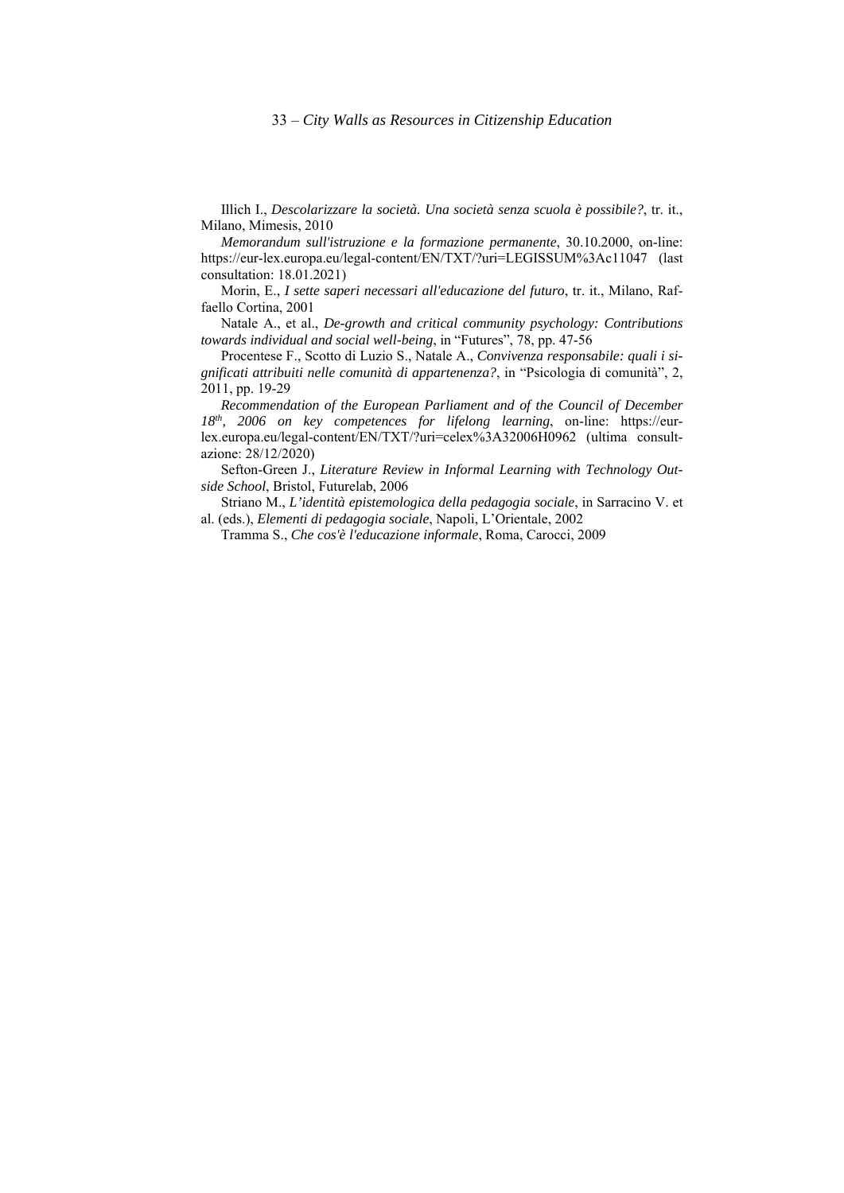Illich I., *Descolarizzare la società. Una società senza scuola è possibile?*, tr. it., Milano, Mimesis, 2010

*Memorandum sull'istruzione e la formazione permanente*, 30.10.2000, on-line: https://eur-lex.europa.eu/legal-content/EN/TXT/?uri=LEGISSUM%3Ac11047 (last consultation: 18.01.2021)

Morin, E., *I sette saperi necessari all'educazione del futuro*, tr. it., Milano, Raffaello Cortina, 2001

Natale A., et al., *De-growth and critical community psychology: Contributions towards individual and social well-being*, in "Futures", 78, pp. 47-56

Procentese F., Scotto di Luzio S., Natale A., *Convivenza responsabile: quali i significati attribuiti nelle comunità di appartenenza?*, in "Psicologia di comunità", 2, 2011, pp. 19-29

*Recommendation of the European Parliament and of the Council of December 18th, 2006 on key competences for lifelong learning*, on-line: https://eur-lex.europa.eu/legal-content/EN/TXT/?uri=celex%3A32006H0962 (ultima consultazione: 28/12/2020)

Sefton-Green J., *Literature Review in Informal Learning with Technology Outside School*, Bristol, Futurelab, 2006

Striano M., *L'identità epistemologica della pedagogia sociale*, in Sarracino V. et al. (eds.), *Elementi di pedagogia sociale*, Napoli, L'Orientale, 2002

Tramma S., *Che cos'è l'educazione informale*, Roma, Carocci, 2009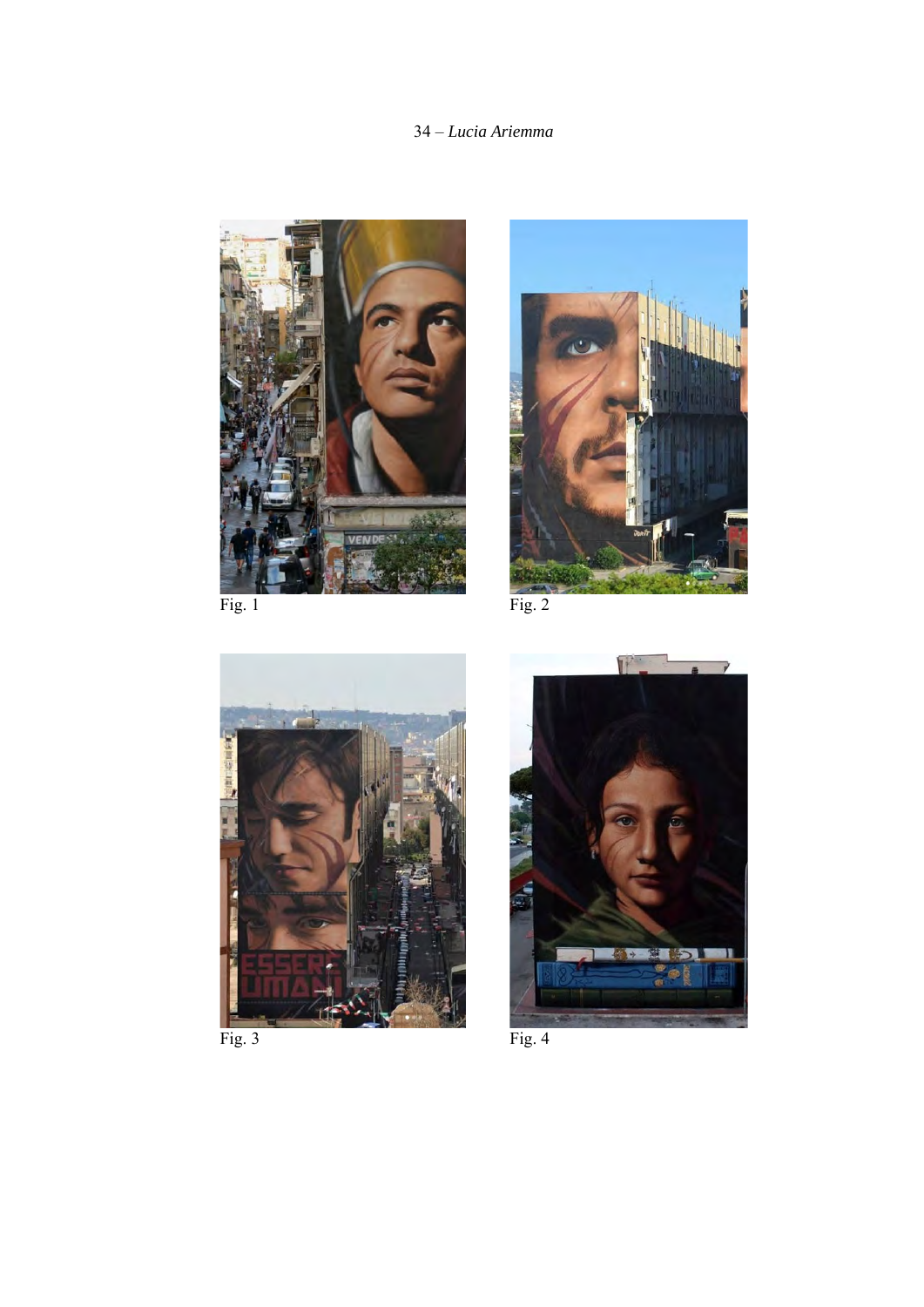Fig. 1

Fig. 2

Fig. 3

Fig. 4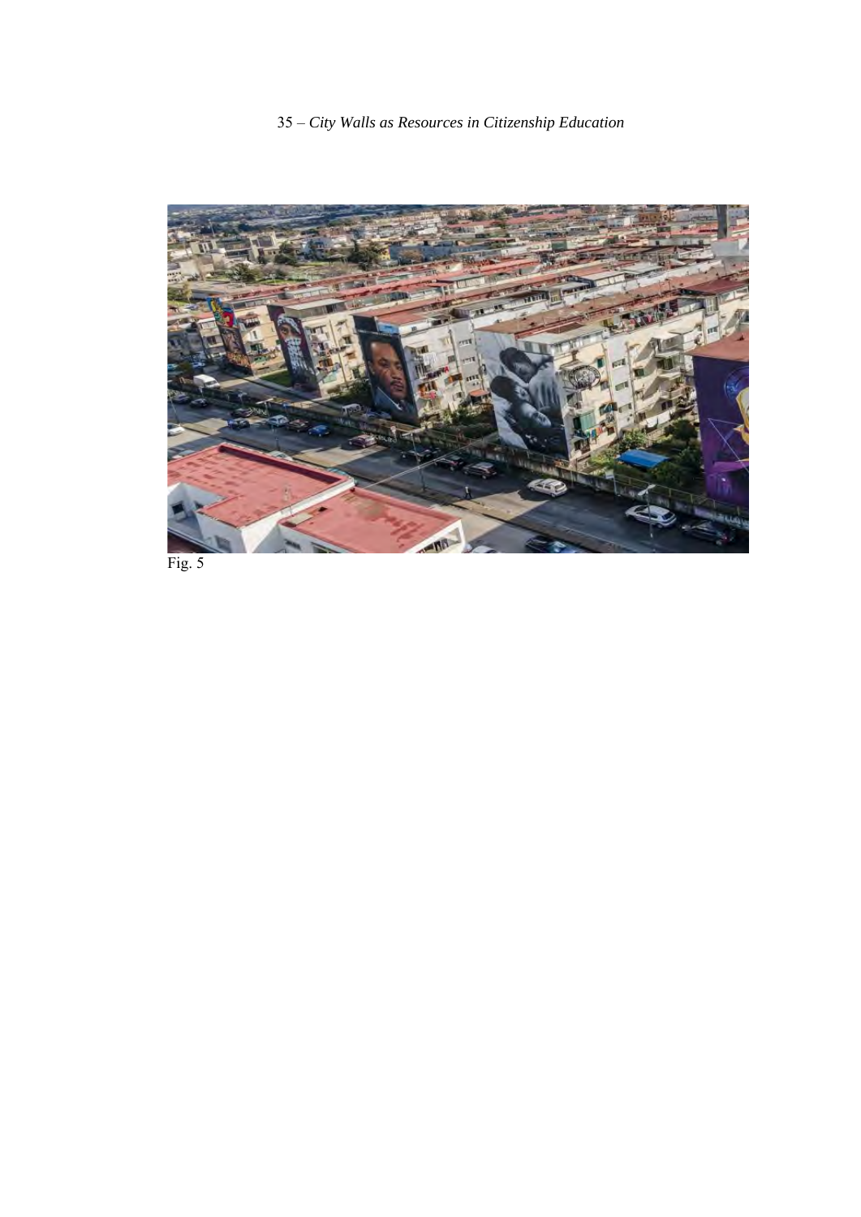Fig. 5